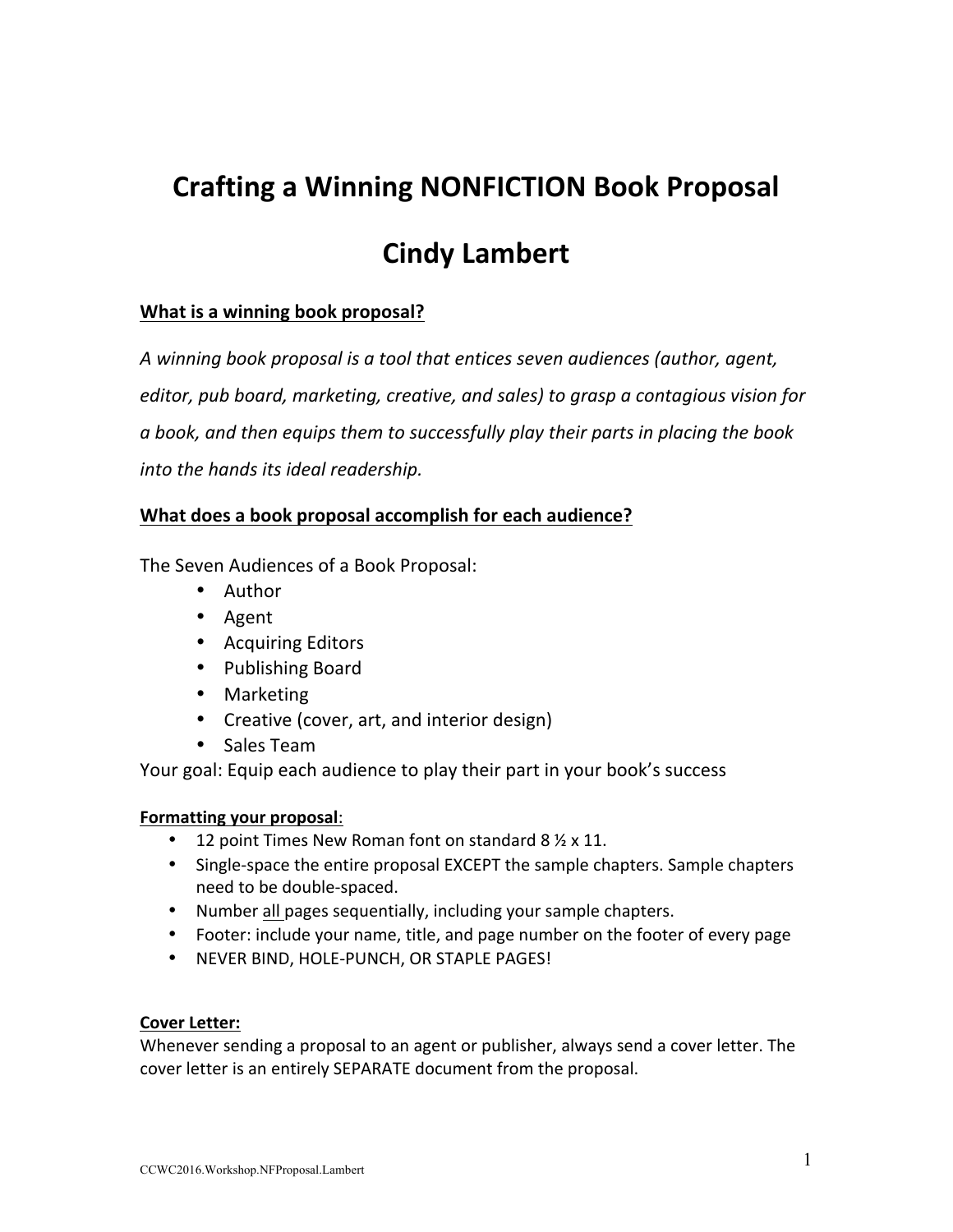# Crafting a Winning NONFICTION Book Proposal

## Cindy Lambert

**What is a winning book proposal?**

*A winning book proposal is a tool that entices seven audiences (author, agent, editor, pub board, marketing, creative, and sales) to grasp a contagious vision for a book, and then equips them to successfully play their parts in placing the book into the hands its ideal readership.*

**What does a book proposal accomplish for each audience?**

The Seven Audiences of a Book Proposal:

- Author
- Agent
- Acquiring Editors
- Publishing Board
- Marketing
- Creative (cover, art, and interior design)
- Sales Team

Your goal: Equip each audience to play their part in your book's success

**Formatting your proposal**:

- 12 point Times New Roman font on standard 8 ½ x 11.
- Single-space the entire proposal EXCEPT the sample chapters. Sample chapters need to be double-spaced.
- Number all pages sequentially, including your sample chapters.
- Footer: include your name, title, and page number on the footer of every page
- NEVER BIND, HOLE-PUNCH, OR STAPLE PAGES!

**Cover Letter:**

Whenever sending a proposal to an agent or publisher, always send a cover letter. The cover letter is an entirely SEPARATE document from the proposal.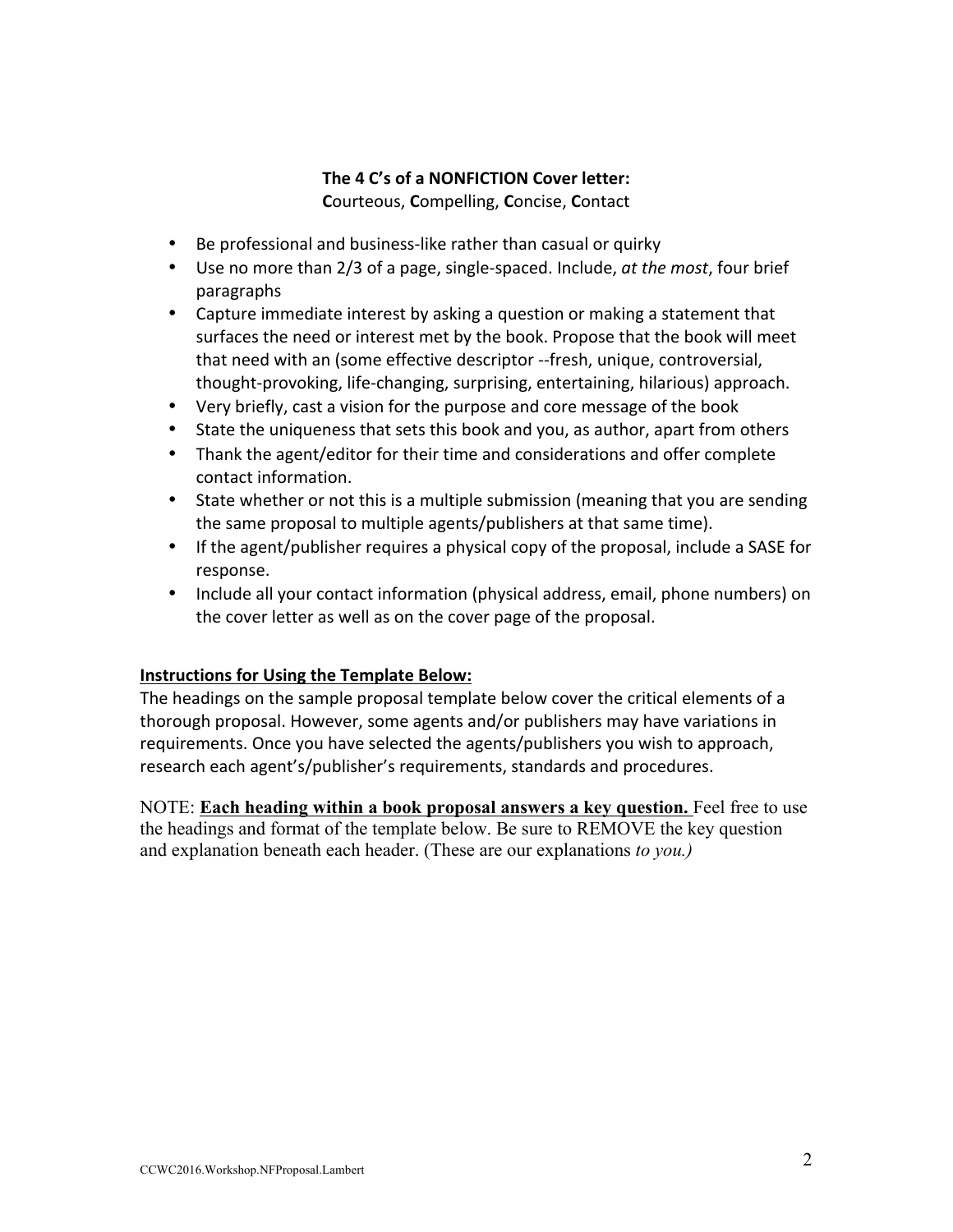**The 4 C's of a NONFICTION Cover letter:**
**C**ourteous, **C**ompelling, **C**oncise, **C**ontact

- Be professional and business-like rather than casual or quirky
- Use no more than 2/3 of a page, single-spaced. Include, *at the most*, four brief paragraphs
- Capture immediate interest by asking a question or making a statement that surfaces the need or interest met by the book. Propose that the book will meet that need with an (some effective descriptor --fresh, unique, controversial, thought-provoking, life-changing, surprising, entertaining, hilarious) approach.
- Very briefly, cast a vision for the purpose and core message of the book
- State the uniqueness that sets this book and you, as author, apart from others
- Thank the agent/editor for their time and considerations and offer complete contact information.
- State whether or not this is a multiple submission (meaning that you are sending the same proposal to multiple agents/publishers at that same time).
- If the agent/publisher requires a physical copy of the proposal, include a SASE for response.
- Include all your contact information (physical address, email, phone numbers) on the cover letter as well as on the cover page of the proposal.

**Instructions for Using the Template Below:**

The headings on the sample proposal template below cover the critical elements of a thorough proposal. However, some agents and/or publishers may have variations in requirements. Once you have selected the agents/publishers you wish to approach, research each agent's/publisher's requirements, standards and procedures.

NOTE: **Each heading within a book proposal answers a key question.** Feel free to use the headings and format of the template below. Be sure to REMOVE the key question and explanation beneath each header. (These are our explanations *to you.)*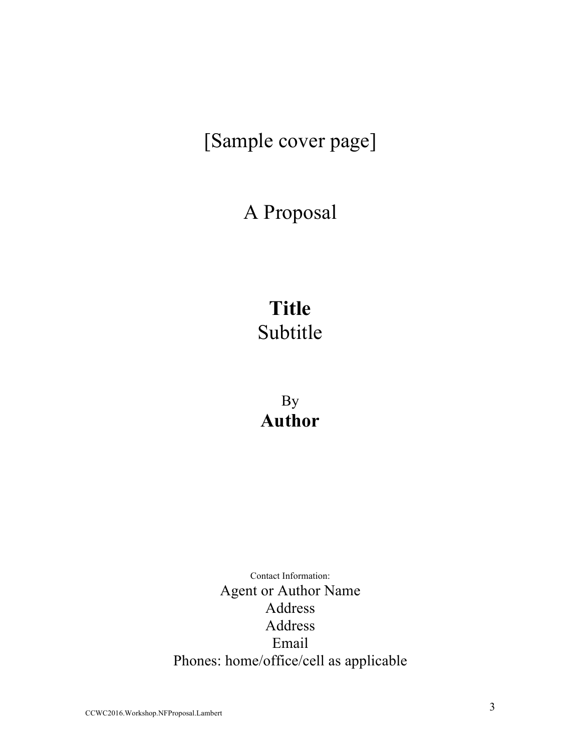[Sample cover page]

A Proposal

**Title**
Subtitle

By
**Author**

Contact Information:
Agent or Author Name
Address
Address
Email
Phones: home/office/cell as applicable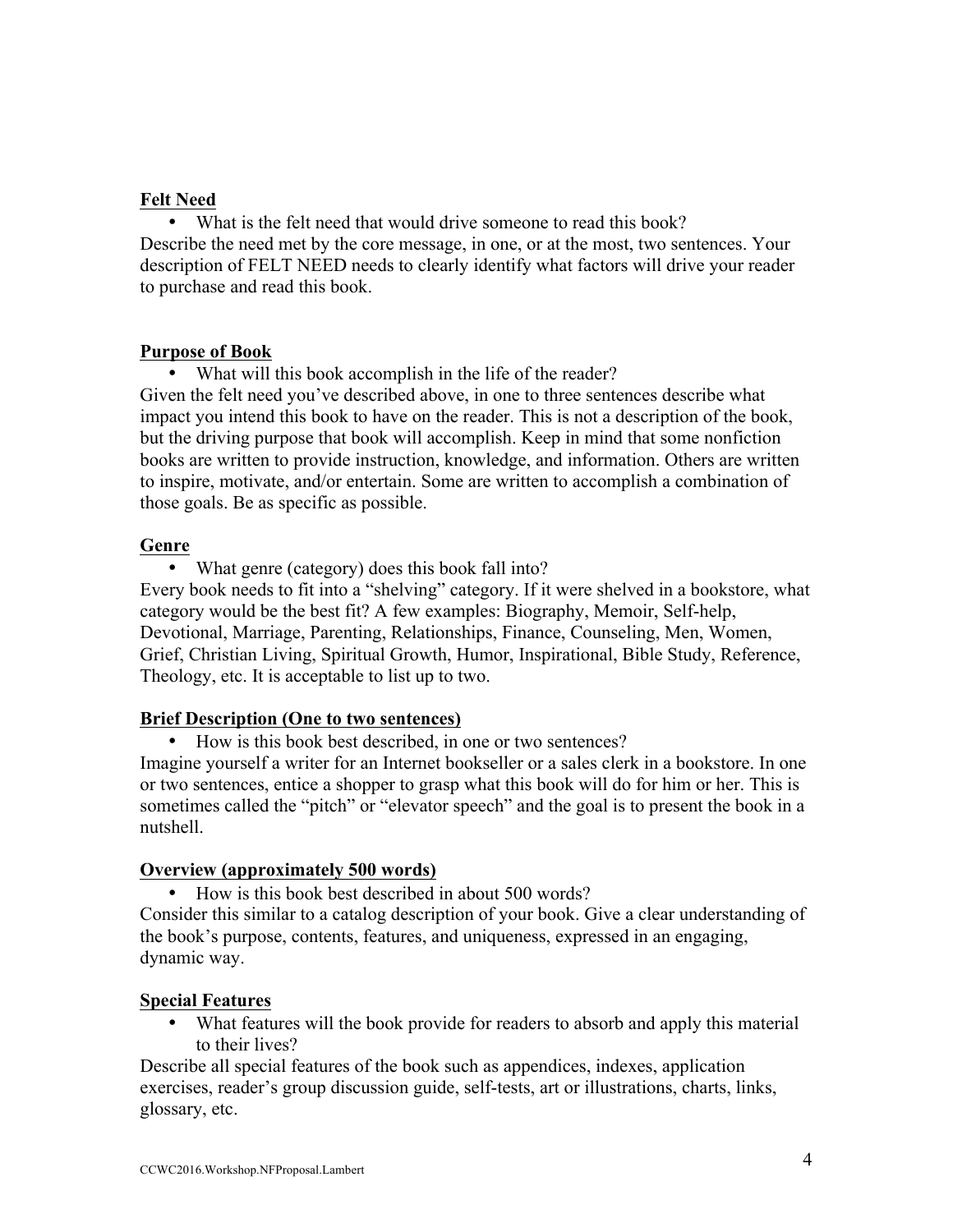**Felt Need**

- What is the felt need that would drive someone to read this book?

Describe the need met by the core message, in one, or at the most, two sentences. Your description of FELT NEED needs to clearly identify what factors will drive your reader to purchase and read this book.

**Purpose of Book**

- What will this book accomplish in the life of the reader?

Given the felt need you've described above, in one to three sentences describe what impact you intend this book to have on the reader. This is not a description of the book, but the driving purpose that book will accomplish. Keep in mind that some nonfiction books are written to provide instruction, knowledge, and information. Others are written to inspire, motivate, and/or entertain. Some are written to accomplish a combination of those goals. Be as specific as possible.

**Genre**

- What genre (category) does this book fall into?

Every book needs to fit into a "shelving" category. If it were shelved in a bookstore, what category would be the best fit? A few examples: Biography, Memoir, Self-help, Devotional, Marriage, Parenting, Relationships, Finance, Counseling, Men, Women, Grief, Christian Living, Spiritual Growth, Humor, Inspirational, Bible Study, Reference, Theology, etc. It is acceptable to list up to two.

**Brief Description (One to two sentences)**

- How is this book best described, in one or two sentences?

Imagine yourself a writer for an Internet bookseller or a sales clerk in a bookstore. In one or two sentences, entice a shopper to grasp what this book will do for him or her. This is sometimes called the "pitch" or "elevator speech" and the goal is to present the book in a nutshell.

**Overview (approximately 500 words)**

- How is this book best described in about 500 words?

Consider this similar to a catalog description of your book. Give a clear understanding of the book's purpose, contents, features, and uniqueness, expressed in an engaging, dynamic way.

**Special Features**

- What features will the book provide for readers to absorb and apply this material to their lives?

Describe all special features of the book such as appendices, indexes, application exercises, reader's group discussion guide, self-tests, art or illustrations, charts, links, glossary, etc.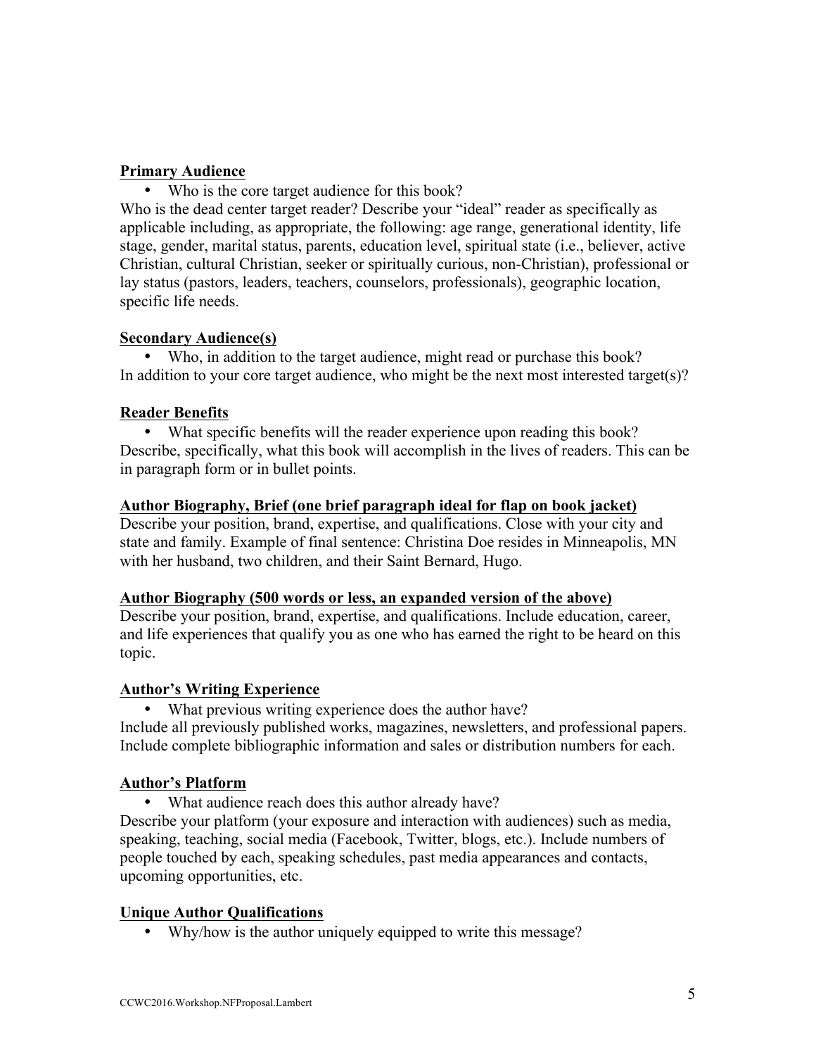**Primary Audience**

- Who is the core target audience for this book?

Who is the dead center target reader? Describe your "ideal" reader as specifically as applicable including, as appropriate, the following: age range, generational identity, life stage, gender, marital status, parents, education level, spiritual state (i.e., believer, active Christian, cultural Christian, seeker or spiritually curious, non-Christian), professional or lay status (pastors, leaders, teachers, counselors, professionals), geographic location, specific life needs.

**Secondary Audience(s)**

- Who, in addition to the target audience, might read or purchase this book?

In addition to your core target audience, who might be the next most interested target(s)?

**Reader Benefits**

- What specific benefits will the reader experience upon reading this book?

Describe, specifically, what this book will accomplish in the lives of readers. This can be in paragraph form or in bullet points.

**Author Biography, Brief (one brief paragraph ideal for flap on book jacket)**

Describe your position, brand, expertise, and qualifications. Close with your city and state and family. Example of final sentence: Christina Doe resides in Minneapolis, MN with her husband, two children, and their Saint Bernard, Hugo.

**Author Biography (500 words or less, an expanded version of the above)**

Describe your position, brand, expertise, and qualifications. Include education, career, and life experiences that qualify you as one who has earned the right to be heard on this topic.

**Author's Writing Experience**

- What previous writing experience does the author have?

Include all previously published works, magazines, newsletters, and professional papers. Include complete bibliographic information and sales or distribution numbers for each.

**Author's Platform**

- What audience reach does this author already have?

Describe your platform (your exposure and interaction with audiences) such as media, speaking, teaching, social media (Facebook, Twitter, blogs, etc.). Include numbers of people touched by each, speaking schedules, past media appearances and contacts, upcoming opportunities, etc.

**Unique Author Qualifications**

- Why/how is the author uniquely equipped to write this message?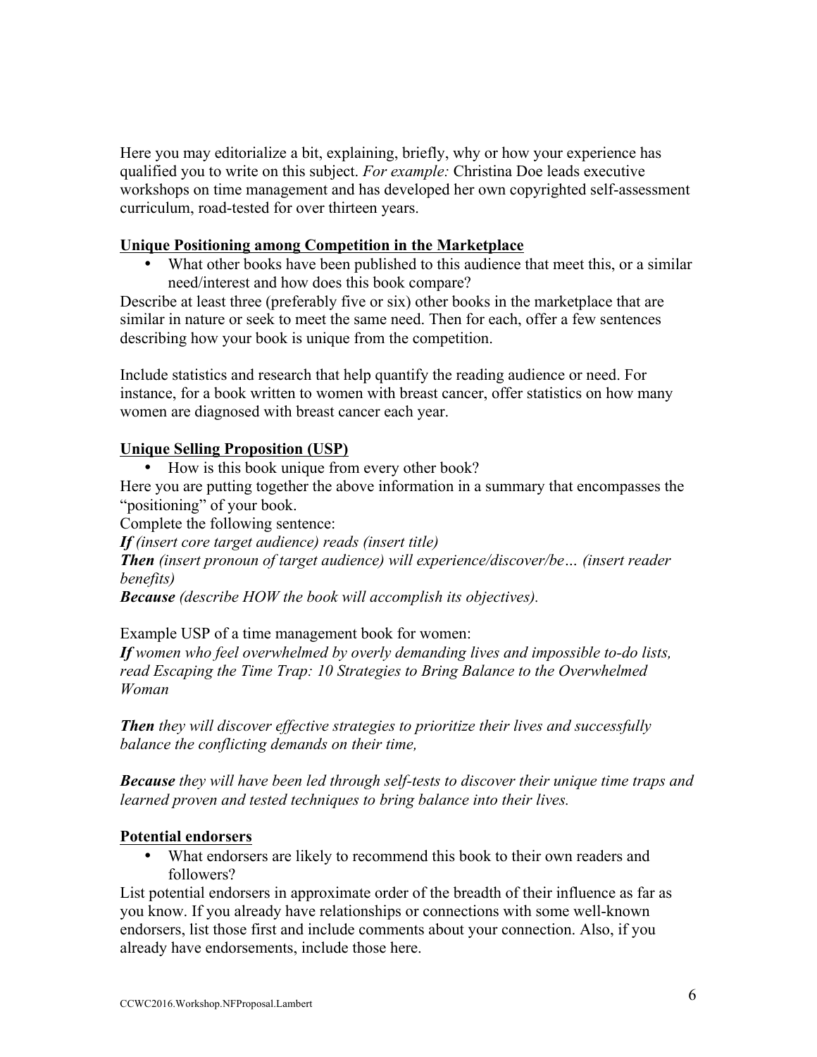Here you may editorialize a bit, explaining, briefly, why or how your experience has qualified you to write on this subject. *For example:* Christina Doe leads executive workshops on time management and has developed her own copyrighted self-assessment curriculum, road-tested for over thirteen years.

**<u>Unique Positioning among Competition in the Marketplace</u>**

- What other books have been published to this audience that meet this, or a similar need/interest and how does this book compare?

Describe at least three (preferably five or six) other books in the marketplace that are similar in nature or seek to meet the same need. Then for each, offer a few sentences describing how your book is unique from the competition.

Include statistics and research that help quantify the reading audience or need. For instance, for a book written to women with breast cancer, offer statistics on how many women are diagnosed with breast cancer each year.

**<u>Unique Selling Proposition (USP)</u>**

- How is this book unique from every other book?

Here you are putting together the above information in a summary that encompasses the "positioning" of your book.

Complete the following sentence:

***If*** *(insert core target audience) reads (insert title)*
***Then*** *(insert pronoun of target audience) will experience/discover/be… (insert reader benefits)*
***Because*** *(describe HOW the book will accomplish its objectives).*

Example USP of a time management book for women:

***If*** *women who feel overwhelmed by overly demanding lives and impossible to-do lists, read Escaping the Time Trap: 10 Strategies to Bring Balance to the Overwhelmed Woman*

***Then*** *they will discover effective strategies to prioritize their lives and successfully balance the conflicting demands on their time,*

***Because*** *they will have been led through self-tests to discover their unique time traps and learned proven and tested techniques to bring balance into their lives.*

**<u>Potential endorsers</u>**

- What endorsers are likely to recommend this book to their own readers and followers?

List potential endorsers in approximate order of the breadth of their influence as far as you know. If you already have relationships or connections with some well-known endorsers, list those first and include comments about your connection. Also, if you already have endorsements, include those here.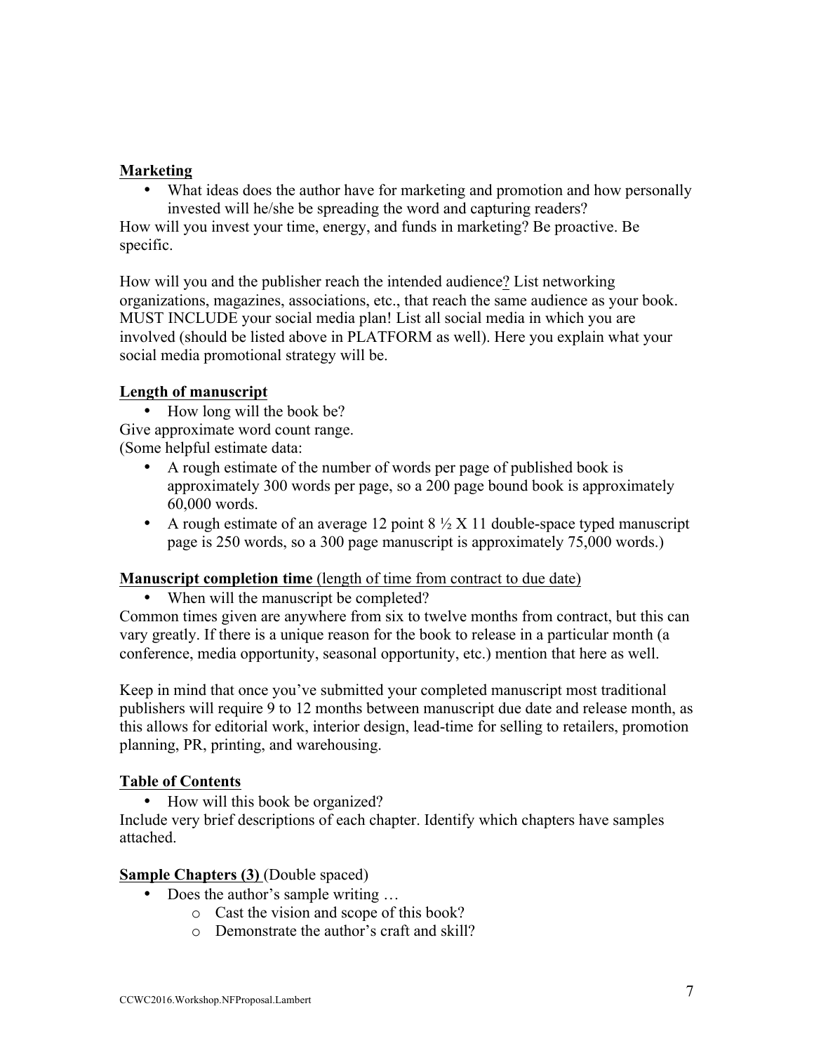**Marketing**

- What ideas does the author have for marketing and promotion and how personally invested will he/she be spreading the word and capturing readers?

How will you invest your time, energy, and funds in marketing? Be proactive. Be specific.

How will you and the publisher reach the intended audience? List networking organizations, magazines, associations, etc., that reach the same audience as your book. MUST INCLUDE your social media plan! List all social media in which you are involved (should be listed above in PLATFORM as well). Here you explain what your social media promotional strategy will be.

**Length of manuscript**

- How long will the book be?

Give approximate word count range.
(Some helpful estimate data:

- A rough estimate of the number of words per page of published book is approximately 300 words per page, so a 200 page bound book is approximately 60,000 words.
- A rough estimate of an average 12 point 8 ½ X 11 double-space typed manuscript page is 250 words, so a 300 page manuscript is approximately 75,000 words.)

**Manuscript completion time** (length of time from contract to due date)

- When will the manuscript be completed?

Common times given are anywhere from six to twelve months from contract, but this can vary greatly. If there is a unique reason for the book to release in a particular month (a conference, media opportunity, seasonal opportunity, etc.) mention that here as well.

Keep in mind that once you've submitted your completed manuscript most traditional publishers will require 9 to 12 months between manuscript due date and release month, as this allows for editorial work, interior design, lead-time for selling to retailers, promotion planning, PR, printing, and warehousing.

**Table of Contents**

- How will this book be organized?

Include very brief descriptions of each chapter. Identify which chapters have samples attached.

**Sample Chapters (3)** (Double spaced)

- Does the author's sample writing …
  - Cast the vision and scope of this book?
  - Demonstrate the author's craft and skill?